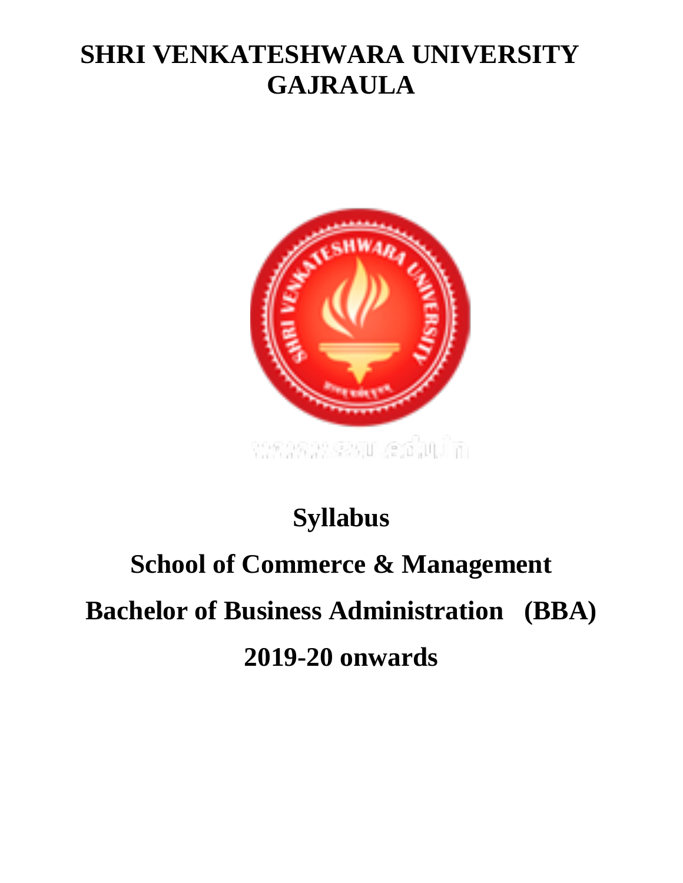# SHRI VENKATESHWARA UNIVERSITY GAJRAULA

# Syllabus

# School of Commerce & Management

# Bachelor of Business Administration (BBA)

# 2019-20 onwards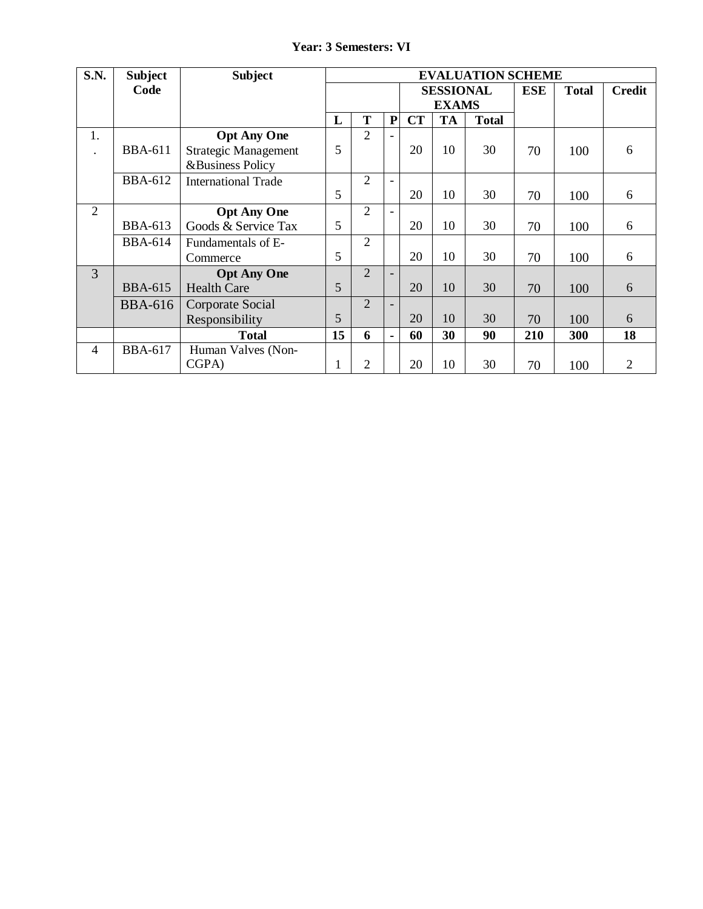**Year: 3 Semesters: VI**

| S.N. | Subject Code | Subject | EVALUATION SCHEME | | | | | | | | | |
|---|---|---|---|---|---|---|---|---|---|---|---|---|
| | | | | | | SESSIONAL EXAMS | | | ESE | Total | Credit |
| | | | L | T | P | CT | TA | Total | | | |
| 1. | | **Opt Any One** | | | | | | | | | |
| | BBA-611 | Strategic Management &Business Policy | 5 | 2 | - | 20 | 10 | 30 | 70 | 100 | 6 |
| | BBA-612 | International Trade | 5 | 2 | - | 20 | 10 | 30 | 70 | 100 | 6 |
| 2 | | **Opt Any One** | | | | | | | | | |
| | BBA-613 | Goods & Service Tax | 5 | 2 | - | 20 | 10 | 30 | 70 | 100 | 6 |
| | BBA-614 | Fundamentals of E-Commerce | 5 | 2 | | 20 | 10 | 30 | 70 | 100 | 6 |
| 3 | | **Opt Any One** | | | | | | | | | |
| | BBA-615 | Health Care | 5 | 2 | - | 20 | 10 | 30 | 70 | 100 | 6 |
| | BBA-616 | Corporate Social Responsibility | 5 | 2 | - | 20 | 10 | 30 | 70 | 100 | 6 |
| | | **Total** | **15** | **6** | **-** | **60** | **30** | **90** | **210** | **300** | **18** |
| 4 | BBA-617 | Human Valves (Non-CGPA) | 1 | 2 | | 20 | 10 | 30 | 70 | 100 | 2 |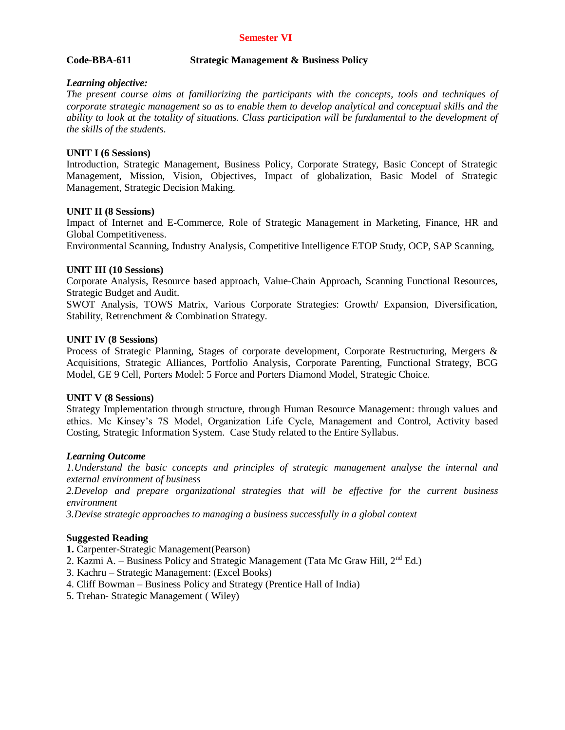## Semester VI

**Code-BBA-611 Strategic Management & Business Policy**

***Learning objective:***

*The present course aims at familiarizing the participants with the concepts, tools and techniques of corporate strategic management so as to enable them to develop analytical and conceptual skills and the ability to look at the totality of situations. Class participation will be fundamental to the development of the skills of the students.*

**UNIT I (6 Sessions)**

Introduction, Strategic Management, Business Policy, Corporate Strategy, Basic Concept of Strategic Management, Mission, Vision, Objectives, Impact of globalization, Basic Model of Strategic Management, Strategic Decision Making.

**UNIT II (8 Sessions)**

Impact of Internet and E-Commerce, Role of Strategic Management in Marketing, Finance, HR and Global Competitiveness.

Environmental Scanning, Industry Analysis, Competitive Intelligence ETOP Study, OCP, SAP Scanning,

**UNIT III (10 Sessions)**

Corporate Analysis, Resource based approach, Value-Chain Approach, Scanning Functional Resources, Strategic Budget and Audit.

SWOT Analysis, TOWS Matrix, Various Corporate Strategies: Growth/ Expansion, Diversification, Stability, Retrenchment & Combination Strategy.

**UNIT IV (8 Sessions)**

Process of Strategic Planning, Stages of corporate development, Corporate Restructuring, Mergers & Acquisitions, Strategic Alliances, Portfolio Analysis, Corporate Parenting, Functional Strategy, BCG Model, GE 9 Cell, Porters Model: 5 Force and Porters Diamond Model, Strategic Choice.

**UNIT V (8 Sessions)**

Strategy Implementation through structure, through Human Resource Management: through values and ethics. Mc Kinsey's 7S Model, Organization Life Cycle, Management and Control, Activity based Costing, Strategic Information System. Case Study related to the Entire Syllabus.

***Learning Outcome***

*1.Understand the basic concepts and principles of strategic management analyse the internal and external environment of business*

*2.Develop and prepare organizational strategies that will be effective for the current business environment*

*3.Devise strategic approaches to managing a business successfully in a global context*

**Suggested Reading**

1. Carpenter-Strategic Management(Pearson)
2. Kazmi A. – Business Policy and Strategic Management (Tata Mc Graw Hill, 2nd Ed.)
3. Kachru – Strategic Management: (Excel Books)
4. Cliff Bowman – Business Policy and Strategy (Prentice Hall of India)
5. Trehan- Strategic Management ( Wiley)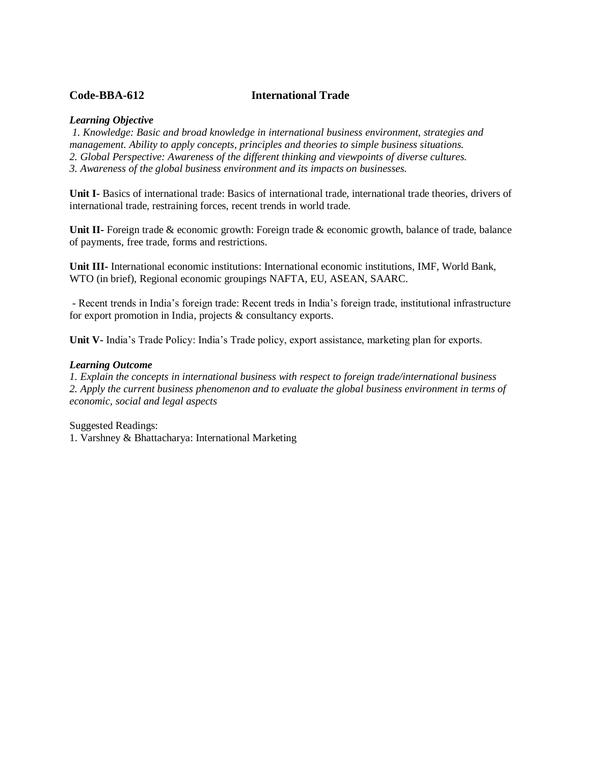**Code-BBA-612 International Trade**

***Learning Objective***

*1. Knowledge: Basic and broad knowledge in international business environment, strategies and management. Ability to apply concepts, principles and theories to simple business situations.*
*2. Global Perspective: Awareness of the different thinking and viewpoints of diverse cultures.*
*3. Awareness of the global business environment and its impacts on businesses.*

**Unit I-** Basics of international trade: Basics of international trade, international trade theories, drivers of international trade, restraining forces, recent trends in world trade.

**Unit II-** Foreign trade & economic growth: Foreign trade & economic growth, balance of trade, balance of payments, free trade, forms and restrictions.

**Unit III-** International economic institutions: International economic institutions, IMF, World Bank, WTO (in brief), Regional economic groupings NAFTA, EU, ASEAN, SAARC.

- Recent trends in India's foreign trade: Recent treds in India's foreign trade, institutional infrastructure for export promotion in India, projects & consultancy exports.

**Unit V-** India's Trade Policy: India's Trade policy, export assistance, marketing plan for exports.

***Learning Outcome***

*1. Explain the concepts in international business with respect to foreign trade/international business*
*2. Apply the current business phenomenon and to evaluate the global business environment in terms of economic, social and legal aspects*

Suggested Readings:
1. Varshney & Bhattacharya: International Marketing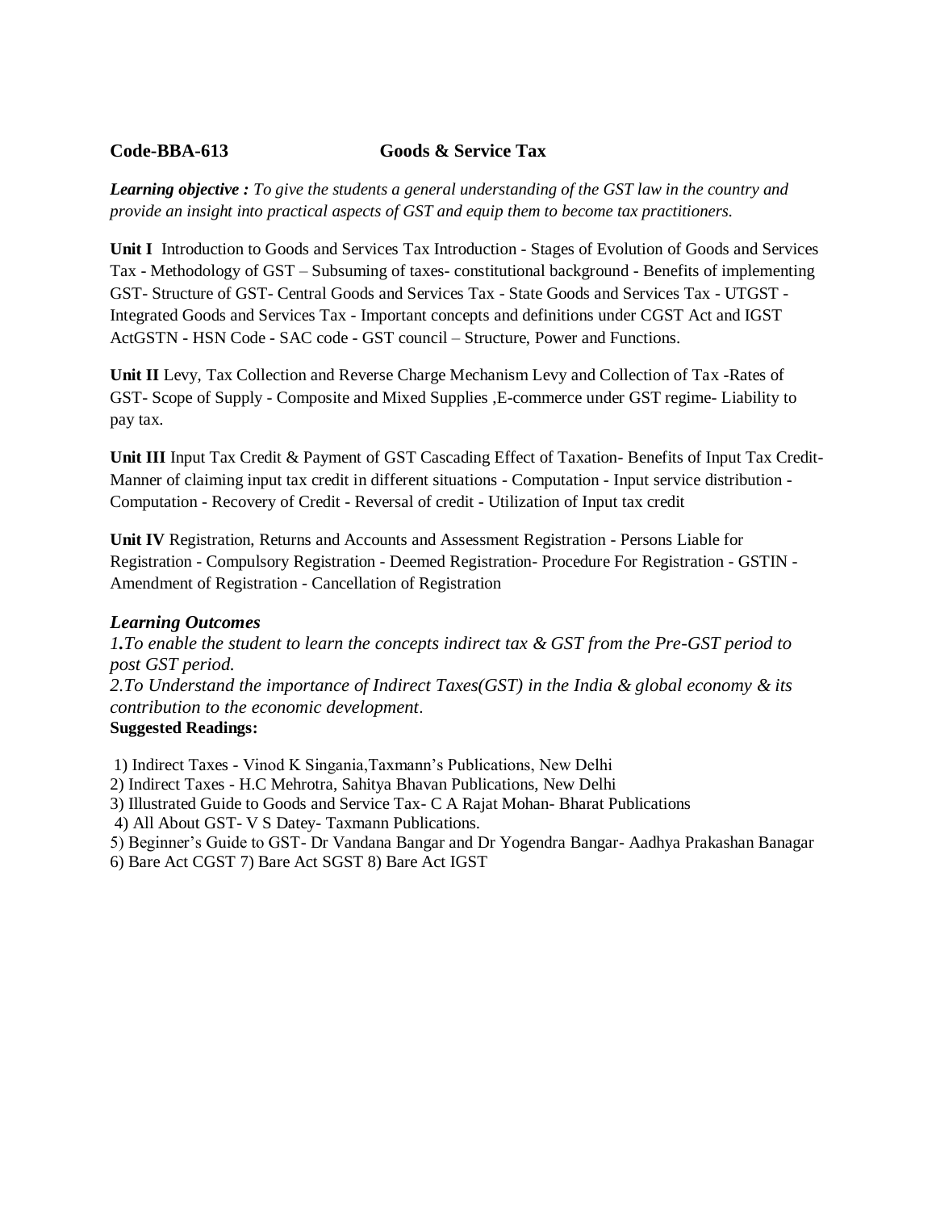**Code-BBA-613 Goods & Service Tax**

***Learning objective :*** *To give the students a general understanding of the GST law in the country and provide an insight into practical aspects of GST and equip them to become tax practitioners.*

**Unit I** Introduction to Goods and Services Tax Introduction - Stages of Evolution of Goods and Services Tax - Methodology of GST – Subsuming of taxes- constitutional background - Benefits of implementing GST- Structure of GST- Central Goods and Services Tax - State Goods and Services Tax - UTGST - Integrated Goods and Services Tax - Important concepts and definitions under CGST Act and IGST ActGSTN - HSN Code - SAC code - GST council – Structure, Power and Functions.

**Unit II** Levy, Tax Collection and Reverse Charge Mechanism Levy and Collection of Tax -Rates of GST- Scope of Supply - Composite and Mixed Supplies ,E-commerce under GST regime- Liability to pay tax.

**Unit III** Input Tax Credit & Payment of GST Cascading Effect of Taxation- Benefits of Input Tax Credit- Manner of claiming input tax credit in different situations - Computation - Input service distribution - Computation - Recovery of Credit - Reversal of credit - Utilization of Input tax credit

**Unit IV** Registration, Returns and Accounts and Assessment Registration - Persons Liable for Registration - Compulsory Registration - Deemed Registration- Procedure For Registration - GSTIN - Amendment of Registration - Cancellation of Registration

***Learning Outcomes***

*1.To enable the student to learn the concepts indirect tax & GST from the Pre-GST period to post GST period.*

*2.To Understand the importance of Indirect Taxes(GST) in the India & global economy & its contribution to the economic development.*

**Suggested Readings:**

1) Indirect Taxes - Vinod K Singania,Taxmann's Publications, New Delhi
2) Indirect Taxes - H.C Mehrotra, Sahitya Bhavan Publications, New Delhi
3) Illustrated Guide to Goods and Service Tax- C A Rajat Mohan- Bharat Publications
4) All About GST- V S Datey- Taxmann Publications.
5) Beginner's Guide to GST- Dr Vandana Bangar and Dr Yogendra Bangar- Aadhya Prakashan Banagar
6) Bare Act CGST 7) Bare Act SGST 8) Bare Act IGST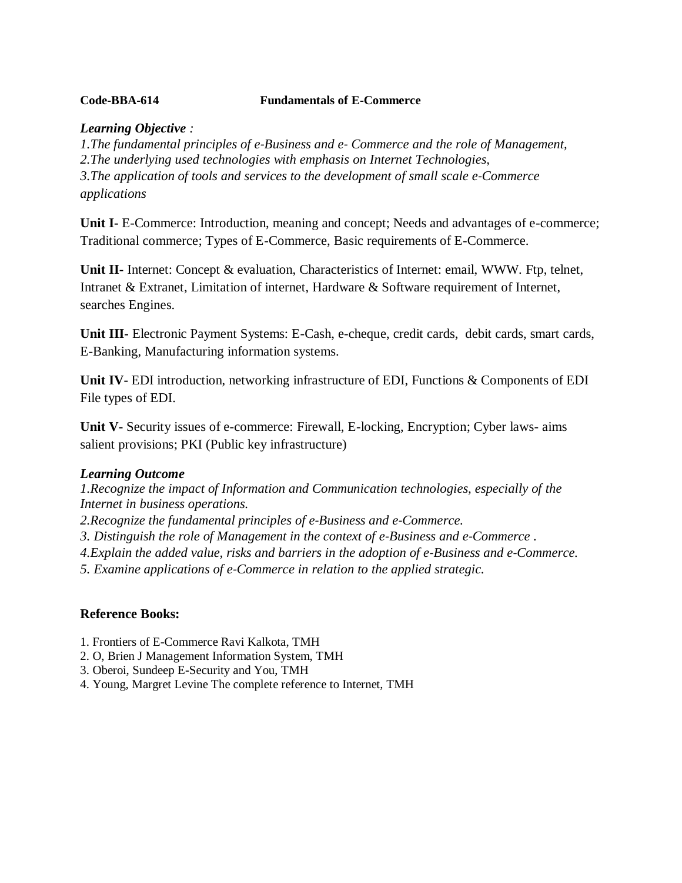**Code-BBA-614 Fundamentals of E-Commerce**

***Learning Objective :***

*1.The fundamental principles of e-Business and e- Commerce and the role of Management,*
*2.The underlying used technologies with emphasis on Internet Technologies,*
*3.The application of tools and services to the development of small scale e-Commerce applications*

**Unit I-** E-Commerce: Introduction, meaning and concept; Needs and advantages of e-commerce; Traditional commerce; Types of E-Commerce, Basic requirements of E-Commerce.

**Unit II-** Internet: Concept & evaluation, Characteristics of Internet: email, WWW. Ftp, telnet, Intranet & Extranet, Limitation of internet, Hardware & Software requirement of Internet, searches Engines.

**Unit III-** Electronic Payment Systems: E-Cash, e-cheque, credit cards, debit cards, smart cards, E-Banking, Manufacturing information systems.

**Unit IV-** EDI introduction, networking infrastructure of EDI, Functions & Components of EDI File types of EDI.

**Unit V-** Security issues of e-commerce: Firewall, E-locking, Encryption; Cyber laws- aims salient provisions; PKI (Public key infrastructure)

***Learning Outcome***

*1.Recognize the impact of Information and Communication technologies, especially of the Internet in business operations.*
*2.Recognize the fundamental principles of e-Business and e-Commerce.*
*3. Distinguish the role of Management in the context of e-Business and e-Commerce .*
*4.Explain the added value, risks and barriers in the adoption of e-Business and e-Commerce.*
*5. Examine applications of e-Commerce in relation to the applied strategic.*

**Reference Books:**

1. Frontiers of E-Commerce Ravi Kalkota, TMH
2. O, Brien J Management Information System, TMH
3. Oberoi, Sundeep E-Security and You, TMH
4. Young, Margret Levine The complete reference to Internet, TMH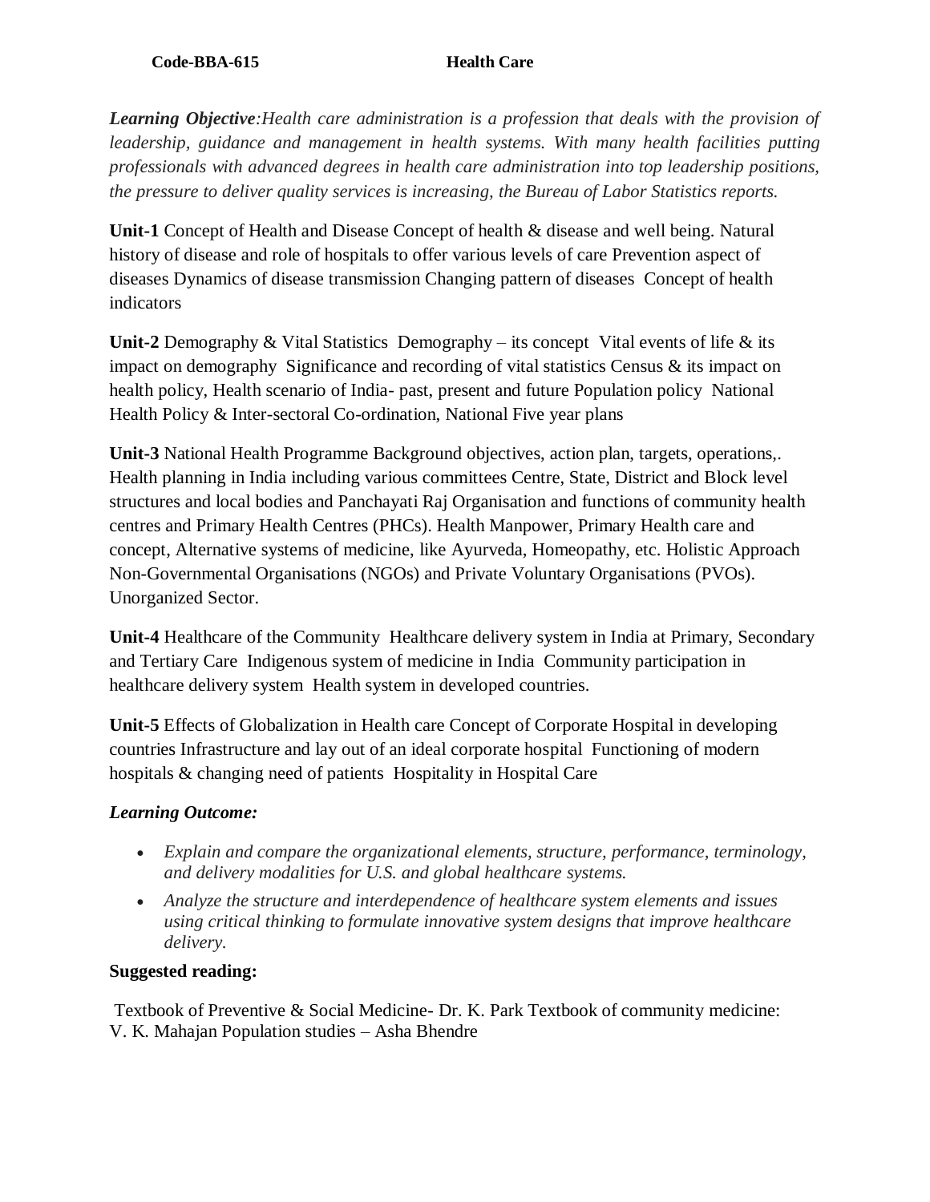**Code-BBA-615** **Health Care**

***Learning Objective****:Health care administration is a profession that deals with the provision of leadership, guidance and management in health systems. With many health facilities putting professionals with advanced degrees in health care administration into top leadership positions, the pressure to deliver quality services is increasing, the Bureau of Labor Statistics reports.*

**Unit-1** Concept of Health and Disease Concept of health & disease and well being. Natural history of disease and role of hospitals to offer various levels of care Prevention aspect of diseases Dynamics of disease transmission Changing pattern of diseases Concept of health indicators

**Unit-2** Demography & Vital Statistics Demography – its concept Vital events of life & its impact on demography Significance and recording of vital statistics Census & its impact on health policy, Health scenario of India- past, present and future Population policy National Health Policy & Inter-sectoral Co-ordination, National Five year plans

**Unit-3** National Health Programme Background objectives, action plan, targets, operations,. Health planning in India including various committees Centre, State, District and Block level structures and local bodies and Panchayati Raj Organisation and functions of community health centres and Primary Health Centres (PHCs). Health Manpower, Primary Health care and concept, Alternative systems of medicine, like Ayurveda, Homeopathy, etc. Holistic Approach Non-Governmental Organisations (NGOs) and Private Voluntary Organisations (PVOs). Unorganized Sector.

**Unit-4** Healthcare of the Community Healthcare delivery system in India at Primary, Secondary and Tertiary Care Indigenous system of medicine in India Community participation in healthcare delivery system Health system in developed countries.

**Unit-5** Effects of Globalization in Health care Concept of Corporate Hospital in developing countries Infrastructure and lay out of an ideal corporate hospital Functioning of modern hospitals & changing need of patients Hospitality in Hospital Care

***Learning Outcome:***

- *Explain and compare the organizational elements, structure, performance, terminology, and delivery modalities for U.S. and global healthcare systems.*
- *Analyze the structure and interdependence of healthcare system elements and issues using critical thinking to formulate innovative system designs that improve healthcare delivery.*

**Suggested reading:**

Textbook of Preventive & Social Medicine- Dr. K. Park Textbook of community medicine: V. K. Mahajan Population studies – Asha Bhendre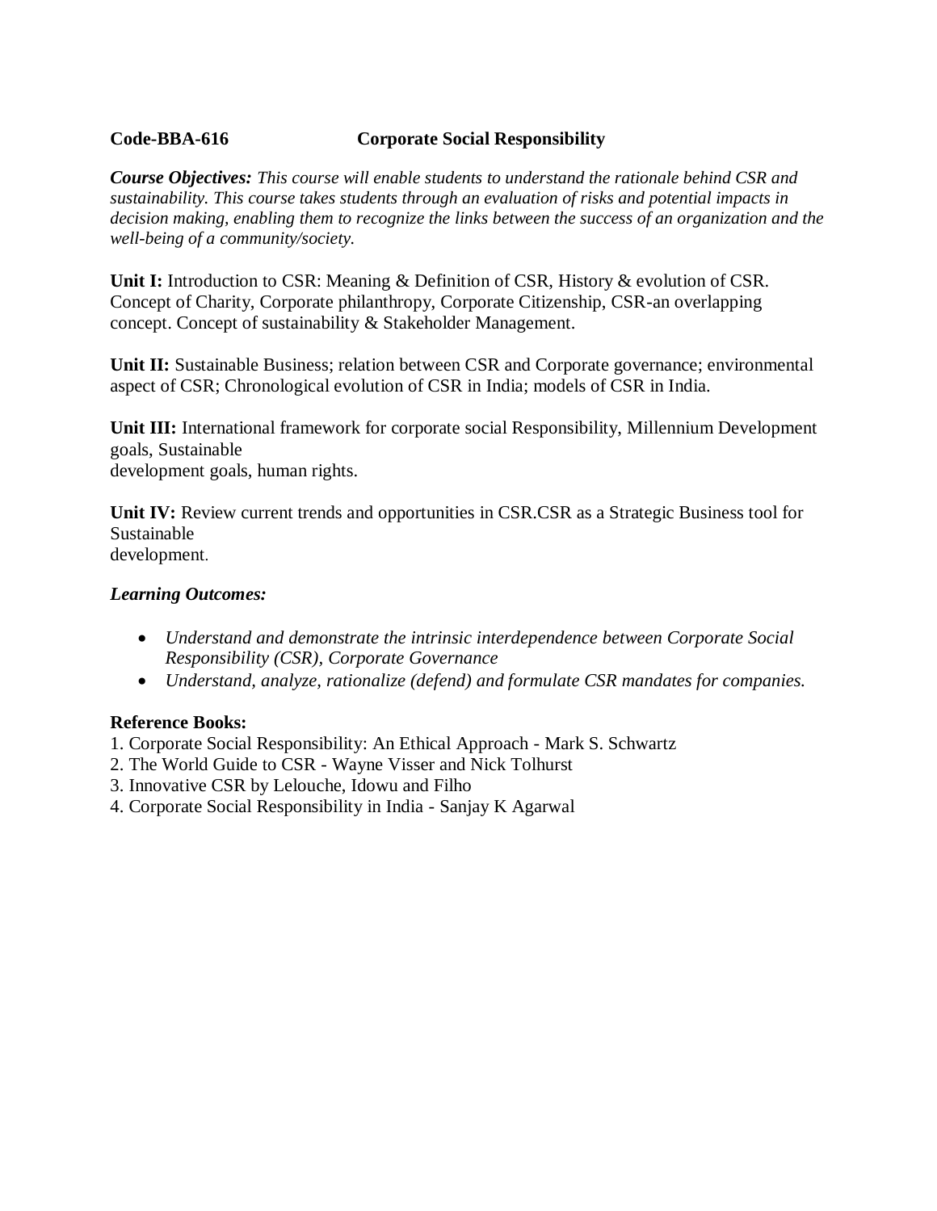**Code-BBA-616 Corporate Social Responsibility**

***Course Objectives:*** *This course will enable students to understand the rationale behind CSR and sustainability. This course takes students through an evaluation of risks and potential impacts in decision making, enabling them to recognize the links between the success of an organization and the well-being of a community/society.*

**Unit I:** Introduction to CSR: Meaning & Definition of CSR, History & evolution of CSR. Concept of Charity, Corporate philanthropy, Corporate Citizenship, CSR-an overlapping concept. Concept of sustainability & Stakeholder Management.

**Unit II:** Sustainable Business; relation between CSR and Corporate governance; environmental aspect of CSR; Chronological evolution of CSR in India; models of CSR in India.

**Unit III:** International framework for corporate social Responsibility, Millennium Development goals, Sustainable
development goals, human rights.

**Unit IV:** Review current trends and opportunities in CSR.CSR as a Strategic Business tool for Sustainable
development.

***Learning Outcomes:***

- *Understand and demonstrate the intrinsic interdependence between Corporate Social Responsibility (CSR), Corporate Governance*
- *Understand, analyze, rationalize (defend) and formulate CSR mandates for companies.*

**Reference Books:**

1. Corporate Social Responsibility: An Ethical Approach - Mark S. Schwartz
2. The World Guide to CSR - Wayne Visser and Nick Tolhurst
3. Innovative CSR by Lelouche, Idowu and Filho
4. Corporate Social Responsibility in India - Sanjay K Agarwal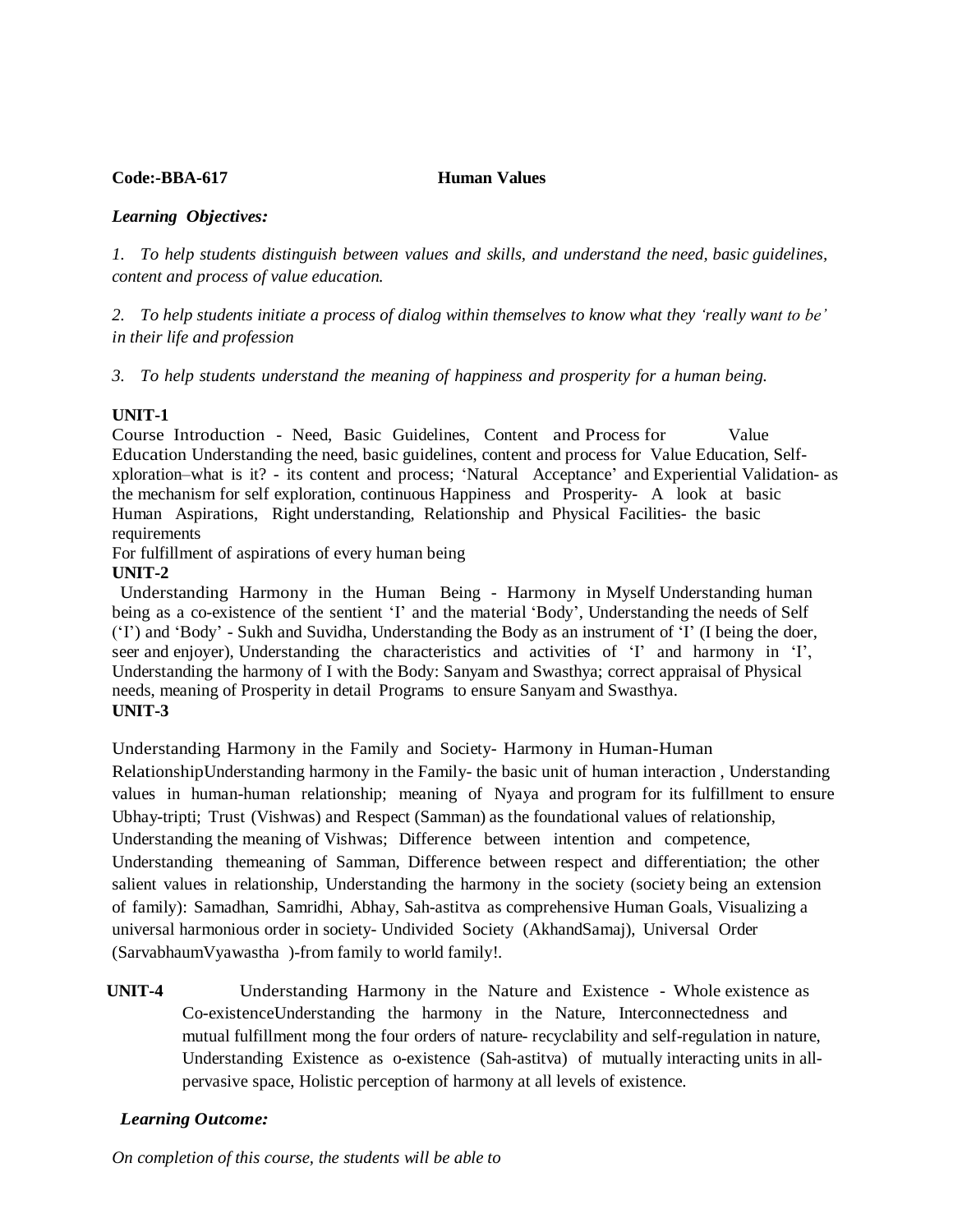**Code:-BBA-617 Human Values**

***Learning Objectives:***

*1. To help students distinguish between values and skills, and understand the need, basic guidelines, content and process of value education.*

*2. To help students initiate a process of dialog within themselves to know what they 'really want to be' in their life and profession*

*3. To help students understand the meaning of happiness and prosperity for a human being.*

**UNIT-1**

Course Introduction - Need, Basic Guidelines, Content and Process for Value Education Understanding the need, basic guidelines, content and process for Value Education, Self-xploration–what is it? - its content and process; 'Natural Acceptance' and Experiential Validation- as the mechanism for self exploration, continuous Happiness and Prosperity- A look at basic Human Aspirations, Right understanding, Relationship and Physical Facilities- the basic requirements

For fulfillment of aspirations of every human being

**UNIT-2**

Understanding Harmony in the Human Being - Harmony in Myself Understanding human being as a co-existence of the sentient 'I' and the material 'Body', Understanding the needs of Self ('I') and 'Body' - Sukh and Suvidha, Understanding the Body as an instrument of 'I' (I being the doer, seer and enjoyer), Understanding the characteristics and activities of 'I' and harmony in 'I', Understanding the harmony of I with the Body: Sanyam and Swasthya; correct appraisal of Physical needs, meaning of Prosperity in detail Programs to ensure Sanyam and Swasthya.

**UNIT-3**

Understanding Harmony in the Family and Society- Harmony in Human-Human RelationshipUnderstanding harmony in the Family- the basic unit of human interaction , Understanding values in human-human relationship; meaning of Nyaya and program for its fulfillment to ensure Ubhay-tripti; Trust (Vishwas) and Respect (Samman) as the foundational values of relationship, Understanding the meaning of Vishwas; Difference between intention and competence, Understanding themeaning of Samman, Difference between respect and differentiation; the other salient values in relationship, Understanding the harmony in the society (society being an extension of family): Samadhan, Samridhi, Abhay, Sah-astitva as comprehensive Human Goals, Visualizing a universal harmonious order in society- Undivided Society (AkhandSamaj), Universal Order (SarvabhaumVyawastha )-from family to world family!.

**UNIT-4** Understanding Harmony in the Nature and Existence - Whole existence as Co-existenceUnderstanding the harmony in the Nature, Interconnectedness and mutual fulfillment mong the four orders of nature- recyclability and self-regulation in nature, Understanding Existence as o-existence (Sah-astitva) of mutually interacting units in all-pervasive space, Holistic perception of harmony at all levels of existence.

***Learning Outcome:***

*On completion of this course, the students will be able to*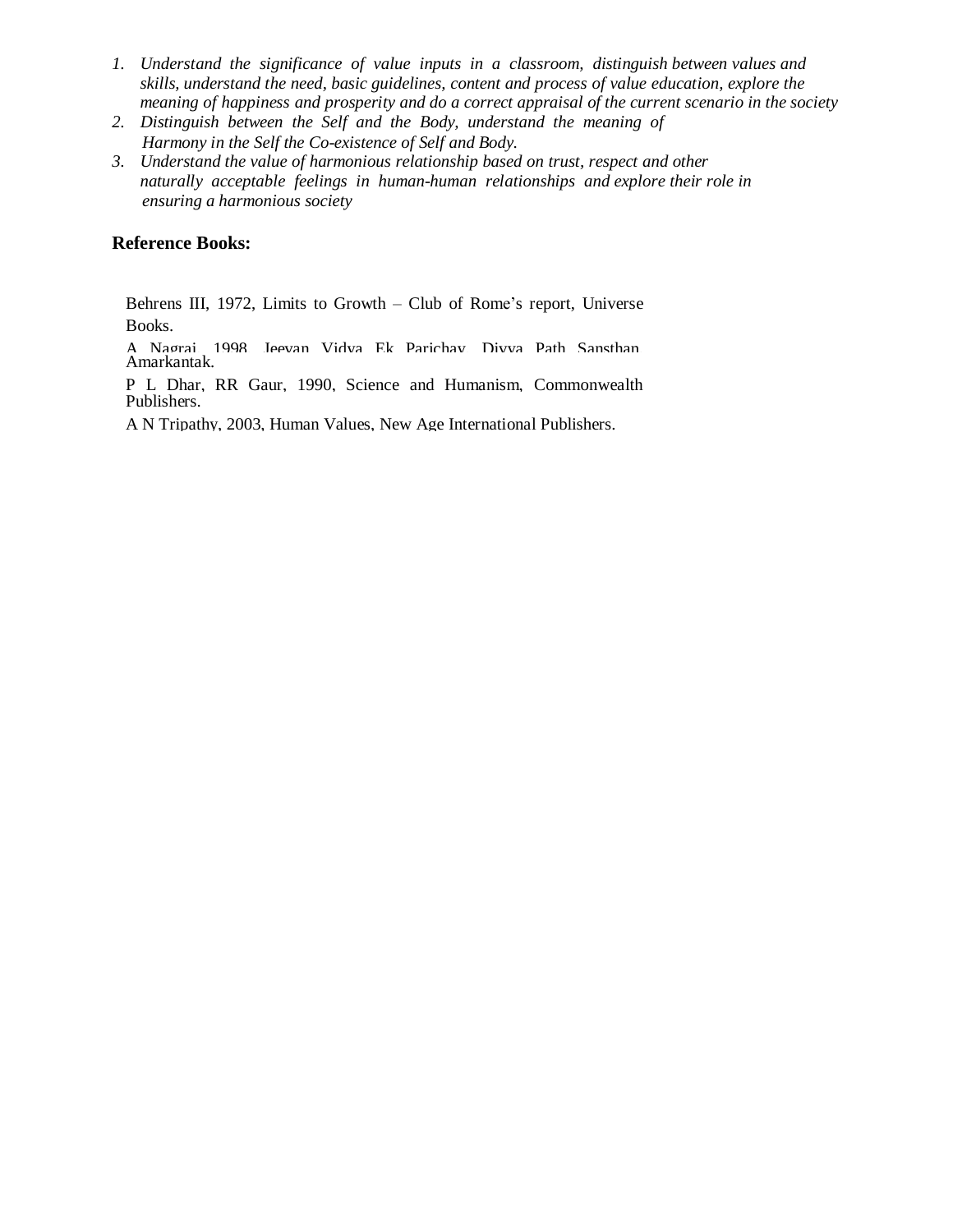1. *Understand the significance of value inputs in a classroom, distinguish between values and skills, understand the need, basic guidelines, content and process of value education, explore the meaning of happiness and prosperity and do a correct appraisal of the current scenario in the society*
2. *Distinguish between the Self and the Body, understand the meaning of Harmony in the Self the Co-existence of Self and Body.*
3. *Understand the value of harmonious relationship based on trust, respect and other naturally acceptable feelings in human-human relationships and explore their role in ensuring a harmonious society*

**Reference Books:**

Behrens III, 1972, Limits to Growth – Club of Rome's report, Universe Books.

A Nagraj, 1998, Jeevan Vidya Ek Parichay, Divya Path Sansthan, Amarkantak.

P L Dhar, RR Gaur, 1990, Science and Humanism, Commonwealth Publishers.

A N Tripathy, 2003, Human Values, New Age International Publishers.